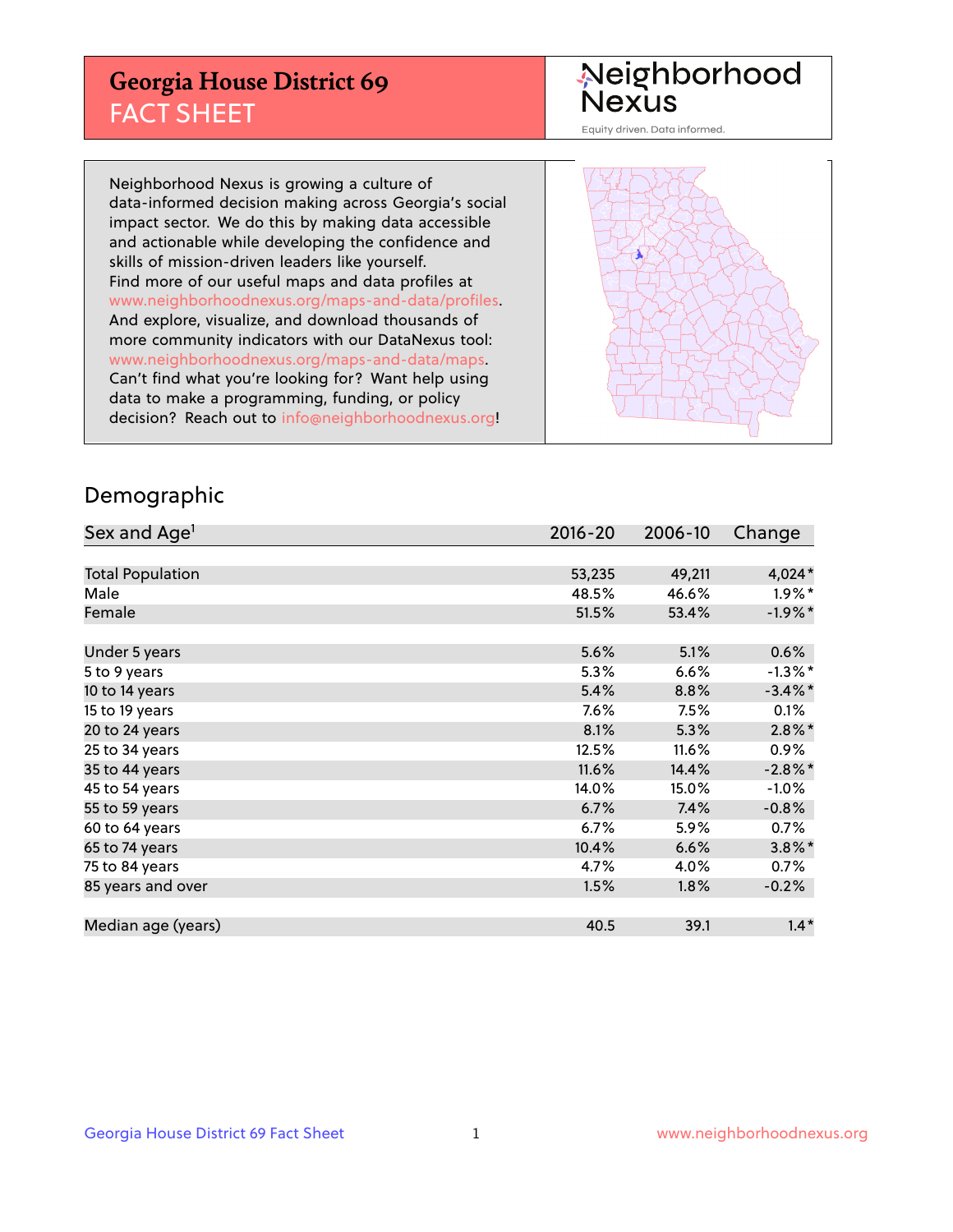# Georgia House District 69
## FACT SHEET

Neighborhood Nexus
Equity driven. Data informed.

Neighborhood Nexus is growing a culture of data-informed decision making across Georgia's social impact sector. We do this by making data accessible and actionable while developing the confidence and skills of mission-driven leaders like yourself. Find more of our useful maps and data profiles at www.neighborhoodnexus.org/maps-and-data/profiles. And explore, visualize, and download thousands of more community indicators with our DataNexus tool: www.neighborhoodnexus.org/maps-and-data/maps. Can't find what you're looking for? Want help using data to make a programming, funding, or policy decision? Reach out to info@neighborhoodnexus.org!

## Demographic

| Sex and Age[1] | 2016-20 | 2006-10 | Change |
|---|---|---|---|
| Total Population | 53,235 | 49,211 | 4,024* |
| Male | 48.5% | 46.6% | 1.9%* |
| Female | 51.5% | 53.4% | -1.9%* |
| Under 5 years | 5.6% | 5.1% | 0.6% |
| 5 to 9 years | 5.3% | 6.6% | -1.3%* |
| 10 to 14 years | 5.4% | 8.8% | -3.4%* |
| 15 to 19 years | 7.6% | 7.5% | 0.1% |
| 20 to 24 years | 8.1% | 5.3% | 2.8%* |
| 25 to 34 years | 12.5% | 11.6% | 0.9% |
| 35 to 44 years | 11.6% | 14.4% | -2.8%* |
| 45 to 54 years | 14.0% | 15.0% | -1.0% |
| 55 to 59 years | 6.7% | 7.4% | -0.8% |
| 60 to 64 years | 6.7% | 5.9% | 0.7% |
| 65 to 74 years | 10.4% | 6.6% | 3.8%* |
| 75 to 84 years | 4.7% | 4.0% | 0.7% |
| 85 years and over | 1.5% | 1.8% | -0.2% |
| Median age (years) | 40.5 | 39.1 | 1.4* |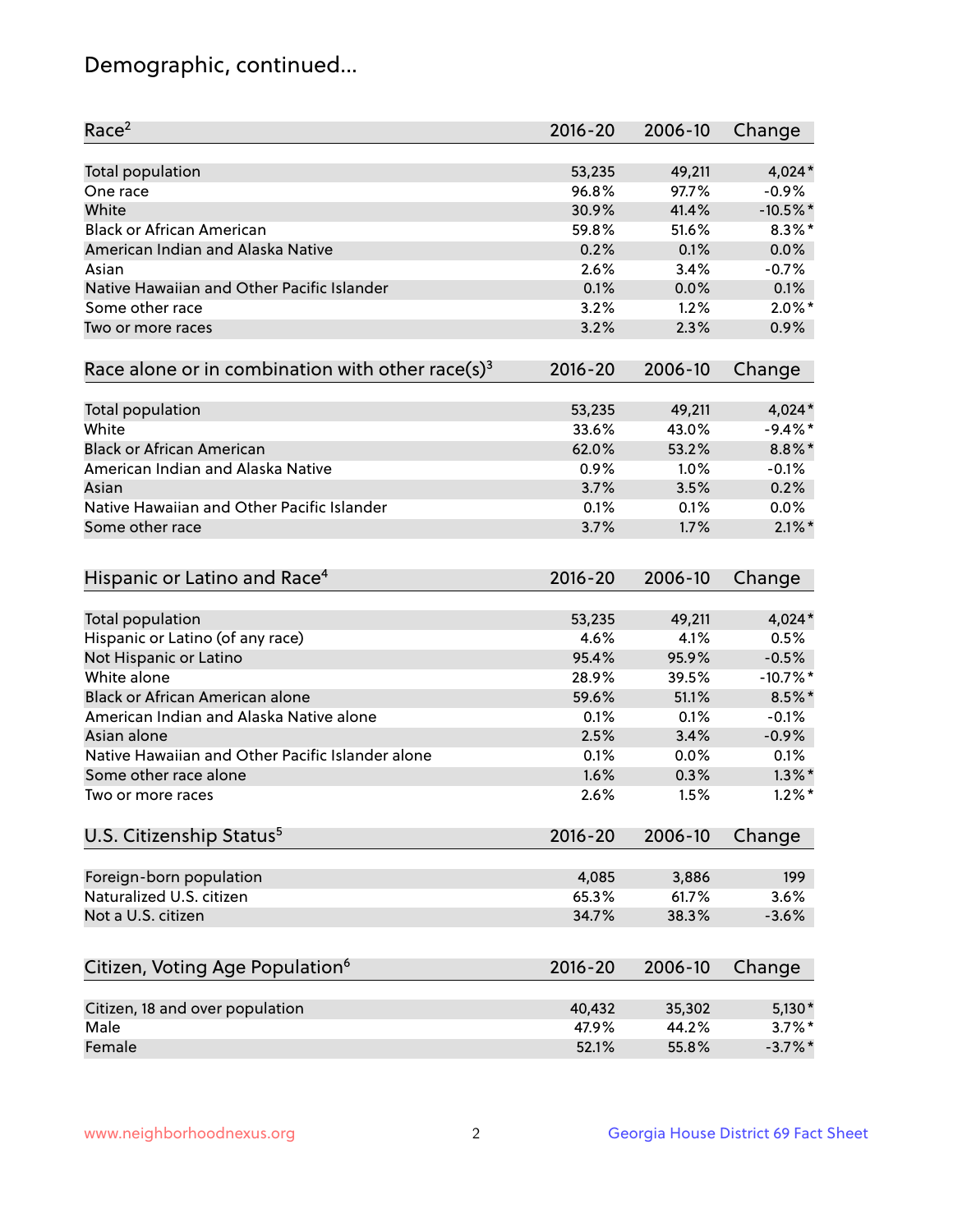# Demographic, continued...

| Race[2] | 2016-20 | 2006-10 | Change |
|---|---|---|---|
| Total population | 53,235 | 49,211 | 4,024* |
| One race | 96.8% | 97.7% | -0.9% |
| White | 30.9% | 41.4% | -10.5%* |
| Black or African American | 59.8% | 51.6% | 8.3%* |
| American Indian and Alaska Native | 0.2% | 0.1% | 0.0% |
| Asian | 2.6% | 3.4% | -0.7% |
| Native Hawaiian and Other Pacific Islander | 0.1% | 0.0% | 0.1% |
| Some other race | 3.2% | 1.2% | 2.0%* |
| Two or more races | 3.2% | 2.3% | 0.9% |

| Race alone or in combination with other race(s)[3] | 2016-20 | 2006-10 | Change |
|---|---|---|---|
| Total population | 53,235 | 49,211 | 4,024* |
| White | 33.6% | 43.0% | -9.4%* |
| Black or African American | 62.0% | 53.2% | 8.8%* |
| American Indian and Alaska Native | 0.9% | 1.0% | -0.1% |
| Asian | 3.7% | 3.5% | 0.2% |
| Native Hawaiian and Other Pacific Islander | 0.1% | 0.1% | 0.0% |
| Some other race | 3.7% | 1.7% | 2.1%* |

| Hispanic or Latino and Race[4] | 2016-20 | 2006-10 | Change |
|---|---|---|---|
| Total population | 53,235 | 49,211 | 4,024* |
| Hispanic or Latino (of any race) | 4.6% | 4.1% | 0.5% |
| Not Hispanic or Latino | 95.4% | 95.9% | -0.5% |
| White alone | 28.9% | 39.5% | -10.7%* |
| Black or African American alone | 59.6% | 51.1% | 8.5%* |
| American Indian and Alaska Native alone | 0.1% | 0.1% | -0.1% |
| Asian alone | 2.5% | 3.4% | -0.9% |
| Native Hawaiian and Other Pacific Islander alone | 0.1% | 0.0% | 0.1% |
| Some other race alone | 1.6% | 0.3% | 1.3%* |
| Two or more races | 2.6% | 1.5% | 1.2%* |

| U.S. Citizenship Status[5] | 2016-20 | 2006-10 | Change |
|---|---|---|---|
| Foreign-born population | 4,085 | 3,886 | 199 |
| Naturalized U.S. citizen | 65.3% | 61.7% | 3.6% |
| Not a U.S. citizen | 34.7% | 38.3% | -3.6% |

| Citizen, Voting Age Population[6] | 2016-20 | 2006-10 | Change |
|---|---|---|---|
| Citizen, 18 and over population | 40,432 | 35,302 | 5,130* |
| Male | 47.9% | 44.2% | 3.7%* |
| Female | 52.1% | 55.8% | -3.7%* |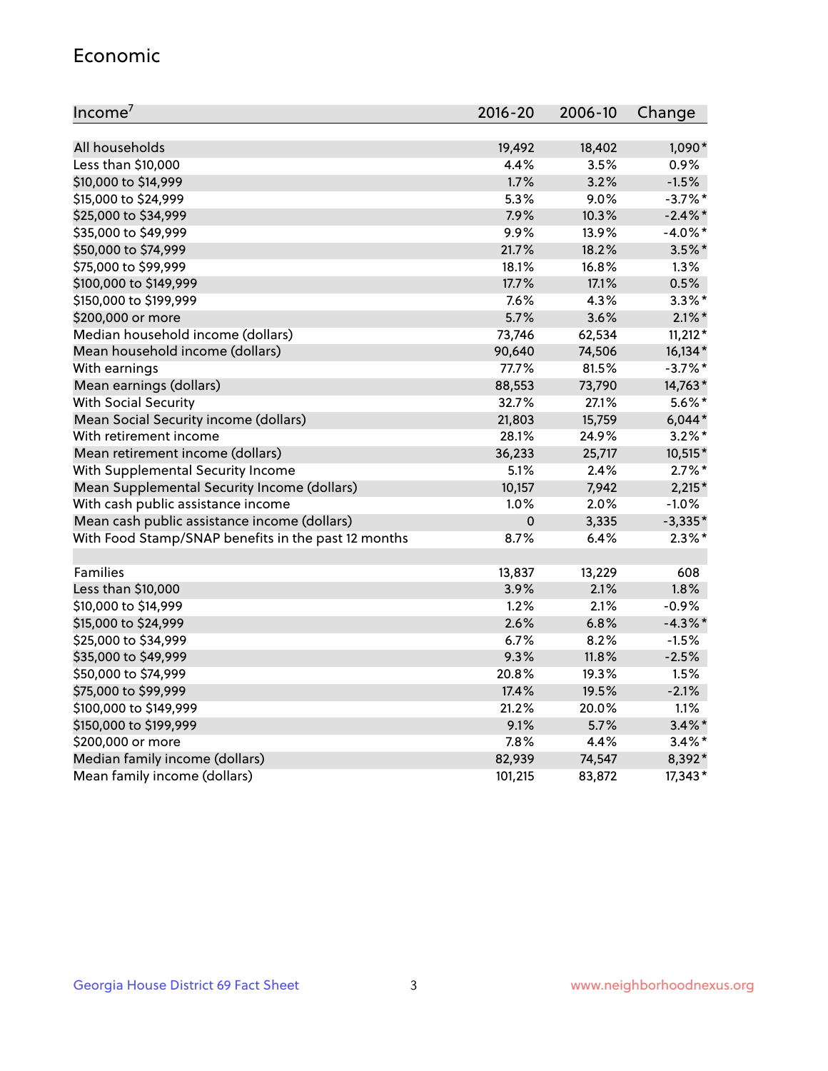## Economic

| Income[7] | 2016-20 | 2006-10 | Change |
|---|---|---|---|
| All households | 19,492 | 18,402 | 1,090* |
| Less than $10,000 | 4.4% | 3.5% | 0.9% |
| $10,000 to $14,999 | 1.7% | 3.2% | -1.5% |
| $15,000 to $24,999 | 5.3% | 9.0% | -3.7%* |
| $25,000 to $34,999 | 7.9% | 10.3% | -2.4%* |
| $35,000 to $49,999 | 9.9% | 13.9% | -4.0%* |
| $50,000 to $74,999 | 21.7% | 18.2% | 3.5%* |
| $75,000 to $99,999 | 18.1% | 16.8% | 1.3% |
| $100,000 to $149,999 | 17.7% | 17.1% | 0.5% |
| $150,000 to $199,999 | 7.6% | 4.3% | 3.3%* |
| $200,000 or more | 5.7% | 3.6% | 2.1%* |
| Median household income (dollars) | 73,746 | 62,534 | 11,212* |
| Mean household income (dollars) | 90,640 | 74,506 | 16,134* |
| With earnings | 77.7% | 81.5% | -3.7%* |
| Mean earnings (dollars) | 88,553 | 73,790 | 14,763* |
| With Social Security | 32.7% | 27.1% | 5.6%* |
| Mean Social Security income (dollars) | 21,803 | 15,759 | 6,044* |
| With retirement income | 28.1% | 24.9% | 3.2%* |
| Mean retirement income (dollars) | 36,233 | 25,717 | 10,515* |
| With Supplemental Security Income | 5.1% | 2.4% | 2.7%* |
| Mean Supplemental Security Income (dollars) | 10,157 | 7,942 | 2,215* |
| With cash public assistance income | 1.0% | 2.0% | -1.0% |
| Mean cash public assistance income (dollars) | 0 | 3,335 | -3,335* |
| With Food Stamp/SNAP benefits in the past 12 months | 8.7% | 6.4% | 2.3%* |
| | | | |
| Families | 13,837 | 13,229 | 608 |
| Less than $10,000 | 3.9% | 2.1% | 1.8% |
| $10,000 to $14,999 | 1.2% | 2.1% | -0.9% |
| $15,000 to $24,999 | 2.6% | 6.8% | -4.3%* |
| $25,000 to $34,999 | 6.7% | 8.2% | -1.5% |
| $35,000 to $49,999 | 9.3% | 11.8% | -2.5% |
| $50,000 to $74,999 | 20.8% | 19.3% | 1.5% |
| $75,000 to $99,999 | 17.4% | 19.5% | -2.1% |
| $100,000 to $149,999 | 21.2% | 20.0% | 1.1% |
| $150,000 to $199,999 | 9.1% | 5.7% | 3.4%* |
| $200,000 or more | 7.8% | 4.4% | 3.4%* |
| Median family income (dollars) | 82,939 | 74,547 | 8,392* |
| Mean family income (dollars) | 101,215 | 83,872 | 17,343* |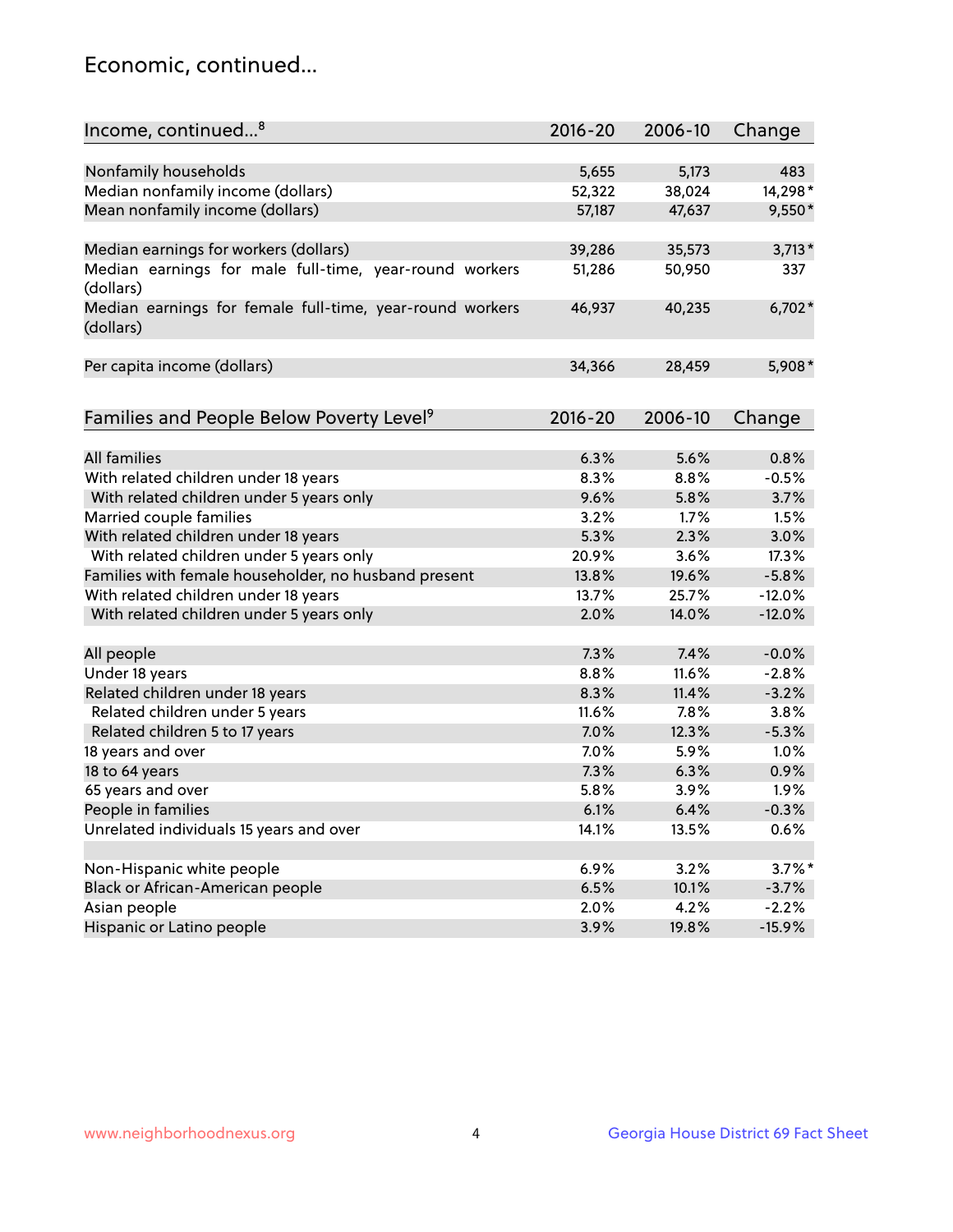## Economic, continued...

| Income, continued...[8] | 2016-20 | 2006-10 | Change |
|---|---|---|---|
| Nonfamily households | 5,655 | 5,173 | 483 |
| Median nonfamily income (dollars) | 52,322 | 38,024 | 14,298* |
| Mean nonfamily income (dollars) | 57,187 | 47,637 | 9,550* |
| Median earnings for workers (dollars) | 39,286 | 35,573 | 3,713* |
| Median earnings for male full-time, year-round workers (dollars) | 51,286 | 50,950 | 337 |
| Median earnings for female full-time, year-round workers (dollars) | 46,937 | 40,235 | 6,702* |
| Per capita income (dollars) | 34,366 | 28,459 | 5,908* |

| Families and People Below Poverty Level[9] | 2016-20 | 2006-10 | Change |
|---|---|---|---|
| All families | 6.3% | 5.6% | 0.8% |
| With related children under 18 years | 8.3% | 8.8% | -0.5% |
| With related children under 5 years only | 9.6% | 5.8% | 3.7% |
| Married couple families | 3.2% | 1.7% | 1.5% |
| With related children under 18 years | 5.3% | 2.3% | 3.0% |
| With related children under 5 years only | 20.9% | 3.6% | 17.3% |
| Families with female householder, no husband present | 13.8% | 19.6% | -5.8% |
| With related children under 18 years | 13.7% | 25.7% | -12.0% |
| With related children under 5 years only | 2.0% | 14.0% | -12.0% |
| All people | 7.3% | 7.4% | -0.0% |
| Under 18 years | 8.8% | 11.6% | -2.8% |
| Related children under 18 years | 8.3% | 11.4% | -3.2% |
| Related children under 5 years | 11.6% | 7.8% | 3.8% |
| Related children 5 to 17 years | 7.0% | 12.3% | -5.3% |
| 18 years and over | 7.0% | 5.9% | 1.0% |
| 18 to 64 years | 7.3% | 6.3% | 0.9% |
| 65 years and over | 5.8% | 3.9% | 1.9% |
| People in families | 6.1% | 6.4% | -0.3% |
| Unrelated individuals 15 years and over | 14.1% | 13.5% | 0.6% |
| Non-Hispanic white people | 6.9% | 3.2% | 3.7%* |
| Black or African-American people | 6.5% | 10.1% | -3.7% |
| Asian people | 2.0% | 4.2% | -2.2% |
| Hispanic or Latino people | 3.9% | 19.8% | -15.9% |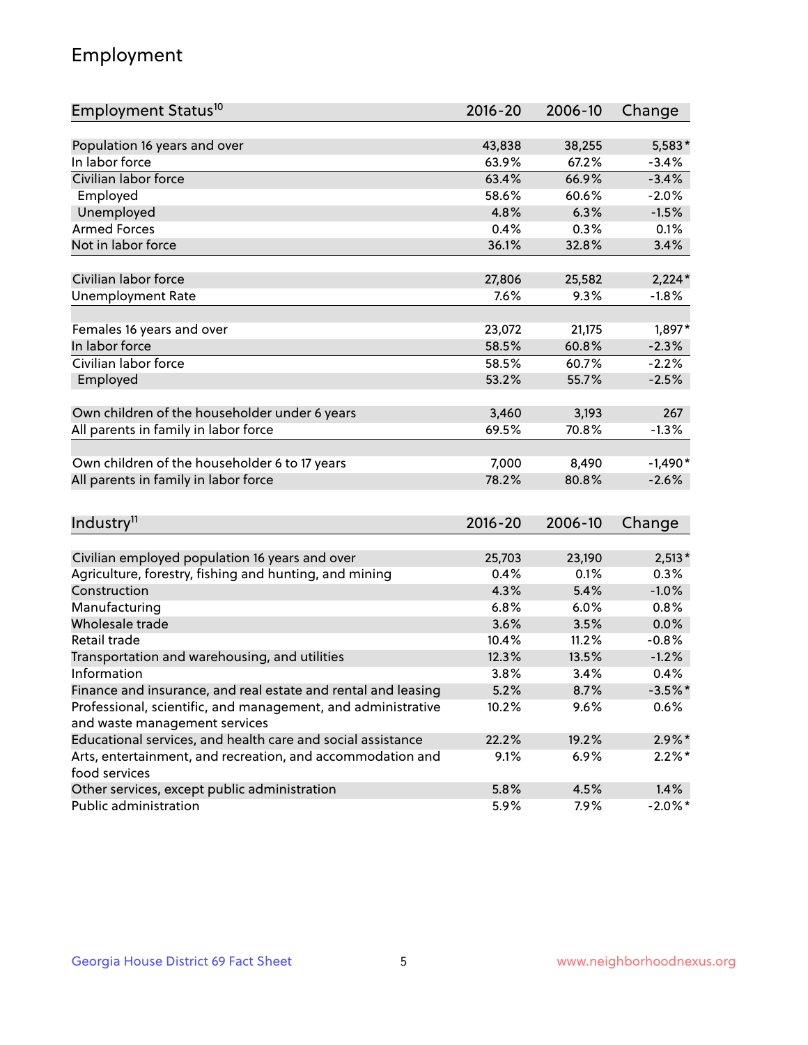## Employment

| Employment Status[10] | 2016-20 | 2006-10 | Change |
|---|---|---|---|
| Population 16 years and over | 43,838 | 38,255 | 5,583* |
| In labor force | 63.9% | 67.2% | -3.4% |
| Civilian labor force | 63.4% | 66.9% | -3.4% |
| Employed | 58.6% | 60.6% | -2.0% |
| Unemployed | 4.8% | 6.3% | -1.5% |
| Armed Forces | 0.4% | 0.3% | 0.1% |
| Not in labor force | 36.1% | 32.8% | 3.4% |
| | | | |
| Civilian labor force | 27,806 | 25,582 | 2,224* |
| Unemployment Rate | 7.6% | 9.3% | -1.8% |
| | | | |
| Females 16 years and over | 23,072 | 21,175 | 1,897* |
| In labor force | 58.5% | 60.8% | -2.3% |
| Civilian labor force | 58.5% | 60.7% | -2.2% |
| Employed | 53.2% | 55.7% | -2.5% |
| | | | |
| Own children of the householder under 6 years | 3,460 | 3,193 | 267 |
| All parents in family in labor force | 69.5% | 70.8% | -1.3% |
| | | | |
| Own children of the householder 6 to 17 years | 7,000 | 8,490 | -1,490* |
| All parents in family in labor force | 78.2% | 80.8% | -2.6% |

| Industry[11] | 2016-20 | 2006-10 | Change |
|---|---|---|---|
| Civilian employed population 16 years and over | 25,703 | 23,190 | 2,513* |
| Agriculture, forestry, fishing and hunting, and mining | 0.4% | 0.1% | 0.3% |
| Construction | 4.3% | 5.4% | -1.0% |
| Manufacturing | 6.8% | 6.0% | 0.8% |
| Wholesale trade | 3.6% | 3.5% | 0.0% |
| Retail trade | 10.4% | 11.2% | -0.8% |
| Transportation and warehousing, and utilities | 12.3% | 13.5% | -1.2% |
| Information | 3.8% | 3.4% | 0.4% |
| Finance and insurance, and real estate and rental and leasing | 5.2% | 8.7% | -3.5%* |
| Professional, scientific, and management, and administrative and waste management services | 10.2% | 9.6% | 0.6% |
| Educational services, and health care and social assistance | 22.2% | 19.2% | 2.9%* |
| Arts, entertainment, and recreation, and accommodation and food services | 9.1% | 6.9% | 2.2%* |
| Other services, except public administration | 5.8% | 4.5% | 1.4% |
| Public administration | 5.9% | 7.9% | -2.0%* |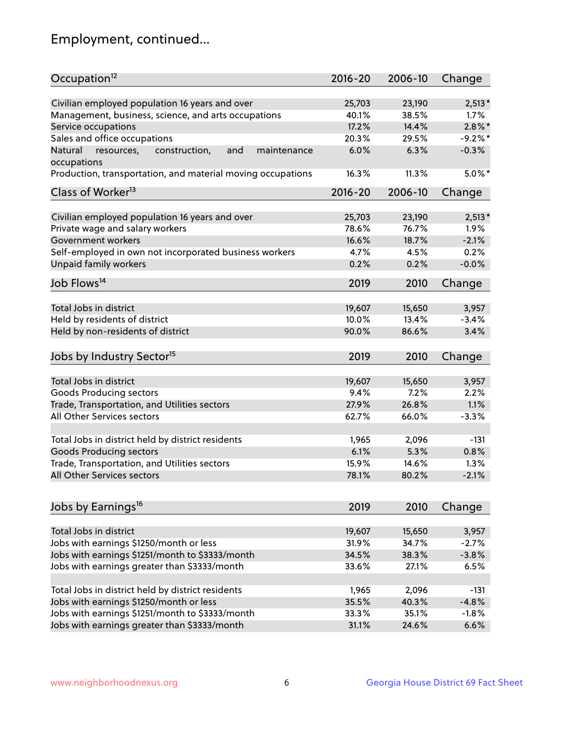# Employment, continued...

| Occupation[12] | 2016-20 | 2006-10 | Change |
|---|---|---|---|
| Civilian employed population 16 years and over | 25,703 | 23,190 | 2,513* |
| Management, business, science, and arts occupations | 40.1% | 38.5% | 1.7% |
| Service occupations | 17.2% | 14.4% | 2.8%* |
| Sales and office occupations | 20.3% | 29.5% | -9.2%* |
| Natural resources, construction, and maintenance occupations | 6.0% | 6.3% | -0.3% |
| Production, transportation, and material moving occupations | 16.3% | 11.3% | 5.0%* |

| Class of Worker[13] | 2016-20 | 2006-10 | Change |
|---|---|---|---|
| Civilian employed population 16 years and over | 25,703 | 23,190 | 2,513* |
| Private wage and salary workers | 78.6% | 76.7% | 1.9% |
| Government workers | 16.6% | 18.7% | -2.1% |
| Self-employed in own not incorporated business workers | 4.7% | 4.5% | 0.2% |
| Unpaid family workers | 0.2% | 0.2% | -0.0% |

| Job Flows[14] | 2019 | 2010 | Change |
|---|---|---|---|
| Total Jobs in district | 19,607 | 15,650 | 3,957 |
| Held by residents of district | 10.0% | 13.4% | -3.4% |
| Held by non-residents of district | 90.0% | 86.6% | 3.4% |

| Jobs by Industry Sector[15] | 2019 | 2010 | Change |
|---|---|---|---|
| Total Jobs in district | 19,607 | 15,650 | 3,957 |
| Goods Producing sectors | 9.4% | 7.2% | 2.2% |
| Trade, Transportation, and Utilities sectors | 27.9% | 26.8% | 1.1% |
| All Other Services sectors | 62.7% | 66.0% | -3.3% |
| | | | |
| Total Jobs in district held by district residents | 1,965 | 2,096 | -131 |
| Goods Producing sectors | 6.1% | 5.3% | 0.8% |
| Trade, Transportation, and Utilities sectors | 15.9% | 14.6% | 1.3% |
| All Other Services sectors | 78.1% | 80.2% | -2.1% |

| Jobs by Earnings[16] | 2019 | 2010 | Change |
|---|---|---|---|
| Total Jobs in district | 19,607 | 15,650 | 3,957 |
| Jobs with earnings $1250/month or less | 31.9% | 34.7% | -2.7% |
| Jobs with earnings $1251/month to $3333/month | 34.5% | 38.3% | -3.8% |
| Jobs with earnings greater than $3333/month | 33.6% | 27.1% | 6.5% |
| | | | |
| Total Jobs in district held by district residents | 1,965 | 2,096 | -131 |
| Jobs with earnings $1250/month or less | 35.5% | 40.3% | -4.8% |
| Jobs with earnings $1251/month to $3333/month | 33.3% | 35.1% | -1.8% |
| Jobs with earnings greater than $3333/month | 31.1% | 24.6% | 6.6% |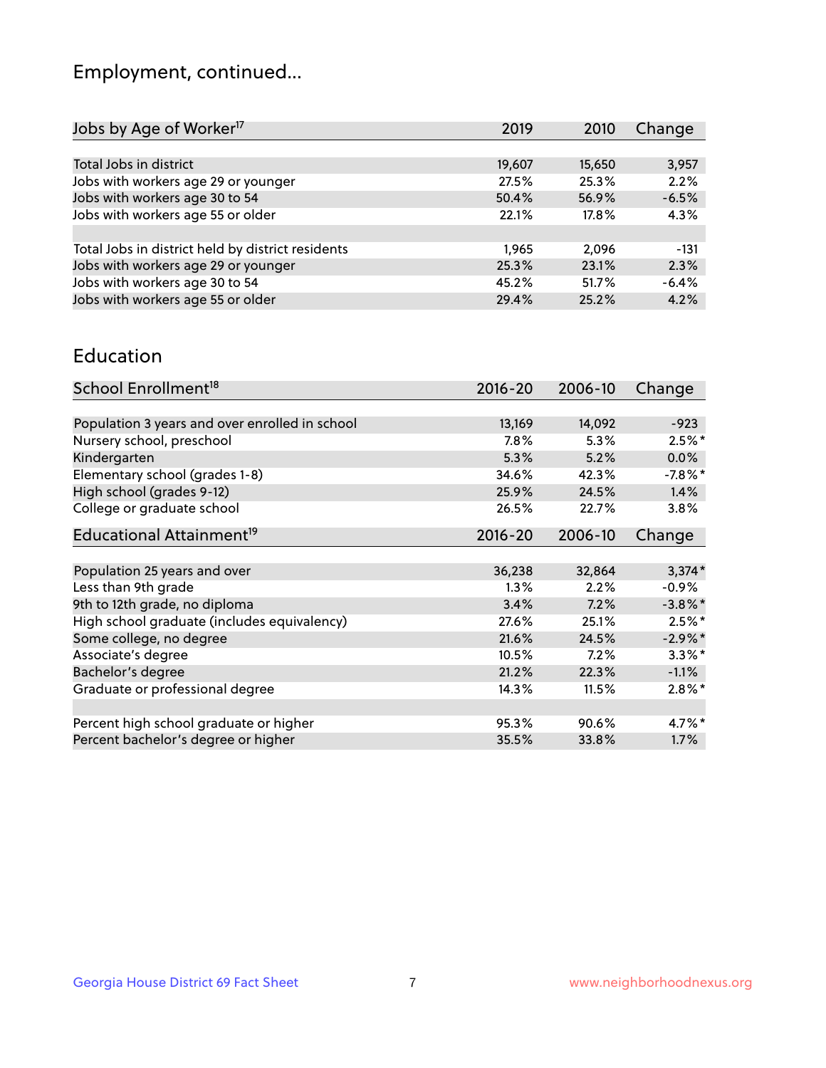# Employment, continued...

| Jobs by Age of Worker[17] | 2019 | 2010 | Change |
|---|---|---|---|
| Total Jobs in district | 19,607 | 15,650 | 3,957 |
| Jobs with workers age 29 or younger | 27.5% | 25.3% | 2.2% |
| Jobs with workers age 30 to 54 | 50.4% | 56.9% | -6.5% |
| Jobs with workers age 55 or older | 22.1% | 17.8% | 4.3% |
| | | | |
| Total Jobs in district held by district residents | 1,965 | 2,096 | -131 |
| Jobs with workers age 29 or younger | 25.3% | 23.1% | 2.3% |
| Jobs with workers age 30 to 54 | 45.2% | 51.7% | -6.4% |
| Jobs with workers age 55 or older | 29.4% | 25.2% | 4.2% |

## Education

| School Enrollment[18] | 2016-20 | 2006-10 | Change |
|---|---|---|---|
| Population 3 years and over enrolled in school | 13,169 | 14,092 | -923 |
| Nursery school, preschool | 7.8% | 5.3% | 2.5%* |
| Kindergarten | 5.3% | 5.2% | 0.0% |
| Elementary school (grades 1-8) | 34.6% | 42.3% | -7.8%* |
| High school (grades 9-12) | 25.9% | 24.5% | 1.4% |
| College or graduate school | 26.5% | 22.7% | 3.8% |

| Educational Attainment[19] | 2016-20 | 2006-10 | Change |
|---|---|---|---|
| Population 25 years and over | 36,238 | 32,864 | 3,374* |
| Less than 9th grade | 1.3% | 2.2% | -0.9% |
| 9th to 12th grade, no diploma | 3.4% | 7.2% | -3.8%* |
| High school graduate (includes equivalency) | 27.6% | 25.1% | 2.5%* |
| Some college, no degree | 21.6% | 24.5% | -2.9%* |
| Associate's degree | 10.5% | 7.2% | 3.3%* |
| Bachelor's degree | 21.2% | 22.3% | -1.1% |
| Graduate or professional degree | 14.3% | 11.5% | 2.8%* |
| | | | |
| Percent high school graduate or higher | 95.3% | 90.6% | 4.7%* |
| Percent bachelor's degree or higher | 35.5% | 33.8% | 1.7% |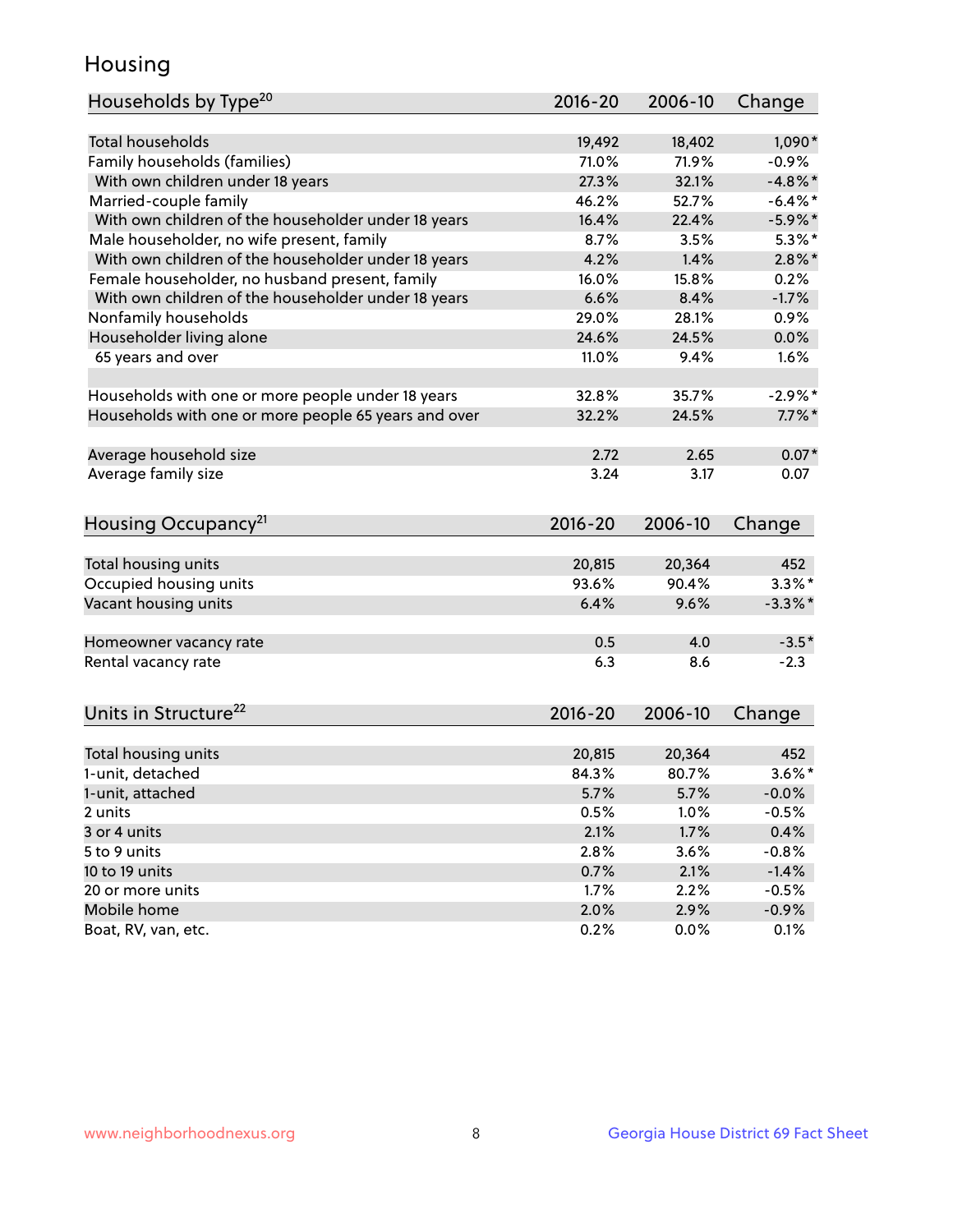# Housing

| Households by Type[20] | 2016-20 | 2006-10 | Change |
|---|---|---|---|
| Total households | 19,492 | 18,402 | 1,090* |
| Family households (families) | 71.0% | 71.9% | -0.9% |
| With own children under 18 years | 27.3% | 32.1% | -4.8%* |
| Married-couple family | 46.2% | 52.7% | -6.4%* |
| With own children of the householder under 18 years | 16.4% | 22.4% | -5.9%* |
| Male householder, no wife present, family | 8.7% | 3.5% | 5.3%* |
| With own children of the householder under 18 years | 4.2% | 1.4% | 2.8%* |
| Female householder, no husband present, family | 16.0% | 15.8% | 0.2% |
| With own children of the householder under 18 years | 6.6% | 8.4% | -1.7% |
| Nonfamily households | 29.0% | 28.1% | 0.9% |
| Householder living alone | 24.6% | 24.5% | 0.0% |
| 65 years and over | 11.0% | 9.4% | 1.6% |
| | | | |
| Households with one or more people under 18 years | 32.8% | 35.7% | -2.9%* |
| Households with one or more people 65 years and over | 32.2% | 24.5% | 7.7%* |
| | | | |
| Average household size | 2.72 | 2.65 | 0.07* |
| Average family size | 3.24 | 3.17 | 0.07 |

| Housing Occupancy[21] | 2016-20 | 2006-10 | Change |
|---|---|---|---|
| Total housing units | 20,815 | 20,364 | 452 |
| Occupied housing units | 93.6% | 90.4% | 3.3%* |
| Vacant housing units | 6.4% | 9.6% | -3.3%* |
| | | | |
| Homeowner vacancy rate | 0.5 | 4.0 | -3.5* |
| Rental vacancy rate | 6.3 | 8.6 | -2.3 |

| Units in Structure[22] | 2016-20 | 2006-10 | Change |
|---|---|---|---|
| Total housing units | 20,815 | 20,364 | 452 |
| 1-unit, detached | 84.3% | 80.7% | 3.6%* |
| 1-unit, attached | 5.7% | 5.7% | -0.0% |
| 2 units | 0.5% | 1.0% | -0.5% |
| 3 or 4 units | 2.1% | 1.7% | 0.4% |
| 5 to 9 units | 2.8% | 3.6% | -0.8% |
| 10 to 19 units | 0.7% | 2.1% | -1.4% |
| 20 or more units | 1.7% | 2.2% | -0.5% |
| Mobile home | 2.0% | 2.9% | -0.9% |
| Boat, RV, van, etc. | 0.2% | 0.0% | 0.1% |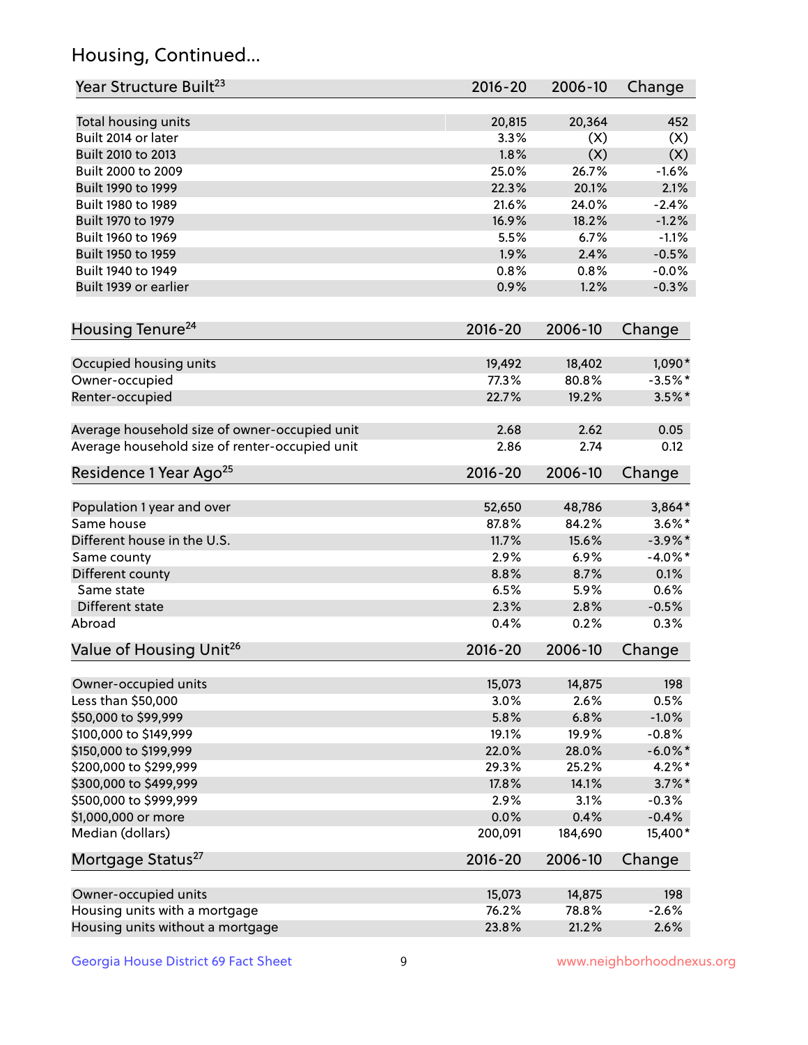## Housing, Continued...

| Year Structure Built[23] | 2016-20 | 2006-10 | Change |
|---|---|---|---|
| Total housing units | 20,815 | 20,364 | 452 |
| Built 2014 or later | 3.3% | (X) | (X) |
| Built 2010 to 2013 | 1.8% | (X) | (X) |
| Built 2000 to 2009 | 25.0% | 26.7% | -1.6% |
| Built 1990 to 1999 | 22.3% | 20.1% | 2.1% |
| Built 1980 to 1989 | 21.6% | 24.0% | -2.4% |
| Built 1970 to 1979 | 16.9% | 18.2% | -1.2% |
| Built 1960 to 1969 | 5.5% | 6.7% | -1.1% |
| Built 1950 to 1959 | 1.9% | 2.4% | -0.5% |
| Built 1940 to 1949 | 0.8% | 0.8% | -0.0% |
| Built 1939 or earlier | 0.9% | 1.2% | -0.3% |

| Housing Tenure[24] | 2016-20 | 2006-10 | Change |
|---|---|---|---|
| Occupied housing units | 19,492 | 18,402 | 1,090* |
| Owner-occupied | 77.3% | 80.8% | -3.5%* |
| Renter-occupied | 22.7% | 19.2% | 3.5%* |
| Average household size of owner-occupied unit | 2.68 | 2.62 | 0.05 |
| Average household size of renter-occupied unit | 2.86 | 2.74 | 0.12 |

| Residence 1 Year Ago[25] | 2016-20 | 2006-10 | Change |
|---|---|---|---|
| Population 1 year and over | 52,650 | 48,786 | 3,864* |
| Same house | 87.8% | 84.2% | 3.6%* |
| Different house in the U.S. | 11.7% | 15.6% | -3.9%* |
| Same county | 2.9% | 6.9% | -4.0%* |
| Different county | 8.8% | 8.7% | 0.1% |
| Same state | 6.5% | 5.9% | 0.6% |
| Different state | 2.3% | 2.8% | -0.5% |
| Abroad | 0.4% | 0.2% | 0.3% |

| Value of Housing Unit[26] | 2016-20 | 2006-10 | Change |
|---|---|---|---|
| Owner-occupied units | 15,073 | 14,875 | 198 |
| Less than $50,000 | 3.0% | 2.6% | 0.5% |
| $50,000 to $99,999 | 5.8% | 6.8% | -1.0% |
| $100,000 to $149,999 | 19.1% | 19.9% | -0.8% |
| $150,000 to $199,999 | 22.0% | 28.0% | -6.0%* |
| $200,000 to $299,999 | 29.3% | 25.2% | 4.2%* |
| $300,000 to $499,999 | 17.8% | 14.1% | 3.7%* |
| $500,000 to $999,999 | 2.9% | 3.1% | -0.3% |
| $1,000,000 or more | 0.0% | 0.4% | -0.4% |
| Median (dollars) | 200,091 | 184,690 | 15,400* |

| Mortgage Status[27] | 2016-20 | 2006-10 | Change |
|---|---|---|---|
| Owner-occupied units | 15,073 | 14,875 | 198 |
| Housing units with a mortgage | 76.2% | 78.8% | -2.6% |
| Housing units without a mortgage | 23.8% | 21.2% | 2.6% |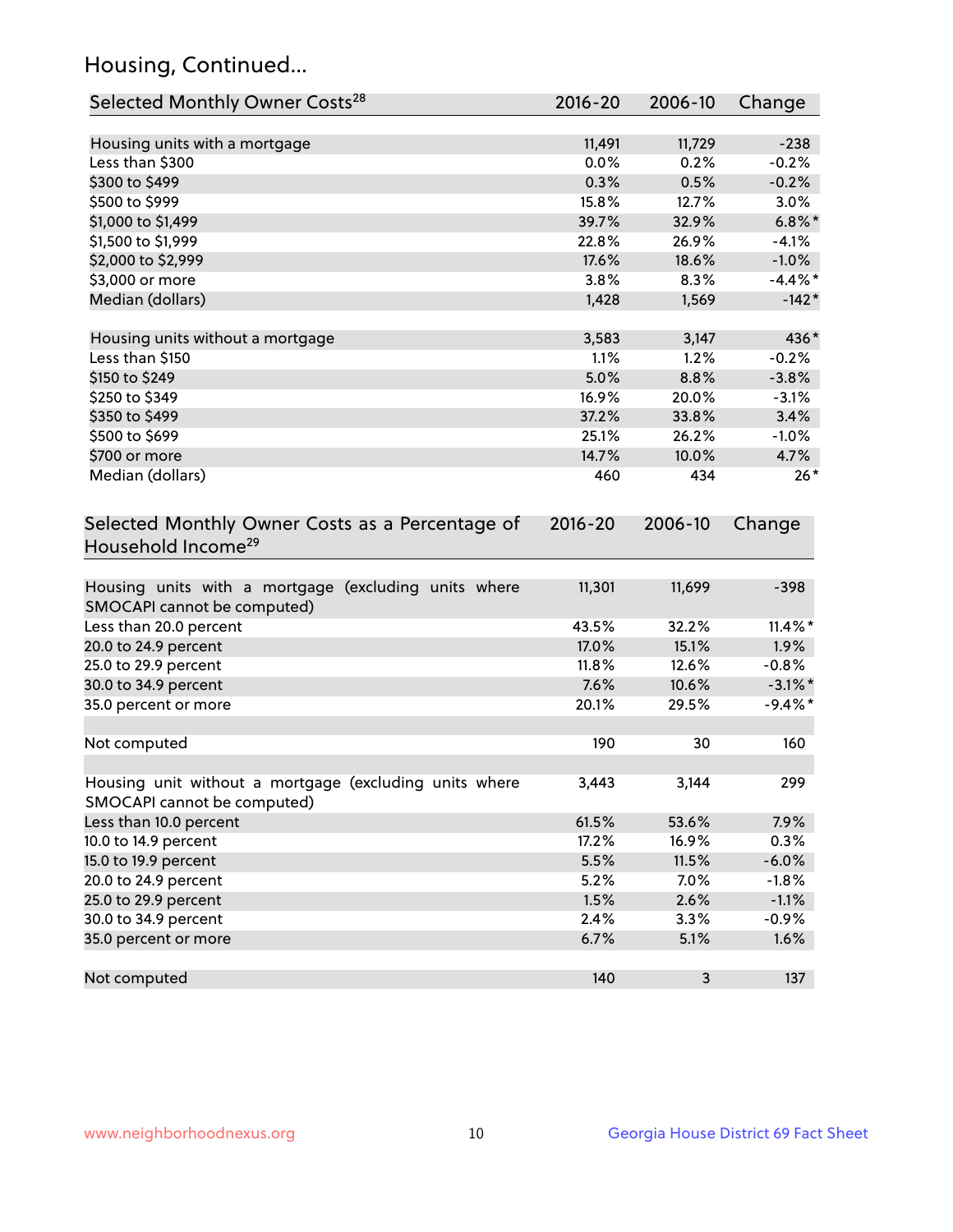## Housing, Continued...

| Selected Monthly Owner Costs[28] | 2016-20 | 2006-10 | Change |
|---|---|---|---|
| Housing units with a mortgage | 11,491 | 11,729 | -238 |
| Less than $300 | 0.0% | 0.2% | -0.2% |
| $300 to $499 | 0.3% | 0.5% | -0.2% |
| $500 to $999 | 15.8% | 12.7% | 3.0% |
| $1,000 to $1,499 | 39.7% | 32.9% | 6.8%* |
| $1,500 to $1,999 | 22.8% | 26.9% | -4.1% |
| $2,000 to $2,999 | 17.6% | 18.6% | -1.0% |
| $3,000 or more | 3.8% | 8.3% | -4.4%* |
| Median (dollars) | 1,428 | 1,569 | -142* |
| | | | |
| Housing units without a mortgage | 3,583 | 3,147 | 436* |
| Less than $150 | 1.1% | 1.2% | -0.2% |
| $150 to $249 | 5.0% | 8.8% | -3.8% |
| $250 to $349 | 16.9% | 20.0% | -3.1% |
| $350 to $499 | 37.2% | 33.8% | 3.4% |
| $500 to $699 | 25.1% | 26.2% | -1.0% |
| $700 or more | 14.7% | 10.0% | 4.7% |
| Median (dollars) | 460 | 434 | 26* |

| Selected Monthly Owner Costs as a Percentage of Household Income[29] | 2016-20 | 2006-10 | Change |
|---|---|---|---|
| Housing units with a mortgage (excluding units where SMOCAPI cannot be computed) | 11,301 | 11,699 | -398 |
| Less than 20.0 percent | 43.5% | 32.2% | 11.4%* |
| 20.0 to 24.9 percent | 17.0% | 15.1% | 1.9% |
| 25.0 to 29.9 percent | 11.8% | 12.6% | -0.8% |
| 30.0 to 34.9 percent | 7.6% | 10.6% | -3.1%* |
| 35.0 percent or more | 20.1% | 29.5% | -9.4%* |
| | | | |
| Not computed | 190 | 30 | 160 |
| | | | |
| Housing unit without a mortgage (excluding units where SMOCAPI cannot be computed) | 3,443 | 3,144 | 299 |
| Less than 10.0 percent | 61.5% | 53.6% | 7.9% |
| 10.0 to 14.9 percent | 17.2% | 16.9% | 0.3% |
| 15.0 to 19.9 percent | 5.5% | 11.5% | -6.0% |
| 20.0 to 24.9 percent | 5.2% | 7.0% | -1.8% |
| 25.0 to 29.9 percent | 1.5% | 2.6% | -1.1% |
| 30.0 to 34.9 percent | 2.4% | 3.3% | -0.9% |
| 35.0 percent or more | 6.7% | 5.1% | 1.6% |
| | | | |
| Not computed | 140 | 3 | 137 |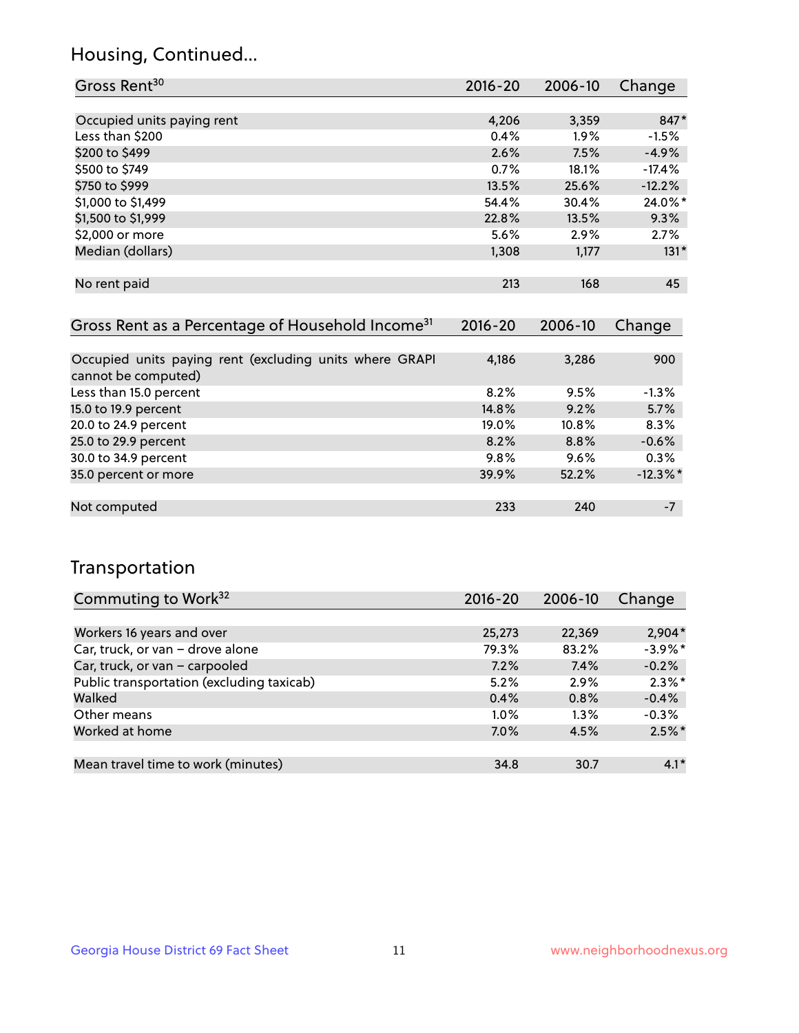## Housing, Continued...

| Gross Rent[30] | 2016-20 | 2006-10 | Change |
|---|---|---|---|
| Occupied units paying rent | 4,206 | 3,359 | 847* |
| Less than $200 | 0.4% | 1.9% | -1.5% |
| $200 to $499 | 2.6% | 7.5% | -4.9% |
| $500 to $749 | 0.7% | 18.1% | -17.4% |
| $750 to $999 | 13.5% | 25.6% | -12.2% |
| $1,000 to $1,499 | 54.4% | 30.4% | 24.0%* |
| $1,500 to $1,999 | 22.8% | 13.5% | 9.3% |
| $2,000 or more | 5.6% | 2.9% | 2.7% |
| Median (dollars) | 1,308 | 1,177 | 131* |
| No rent paid | 213 | 168 | 45 |

| Gross Rent as a Percentage of Household Income[31] | 2016-20 | 2006-10 | Change |
|---|---|---|---|
| Occupied units paying rent (excluding units where GRAPI cannot be computed) | 4,186 | 3,286 | 900 |
| Less than 15.0 percent | 8.2% | 9.5% | -1.3% |
| 15.0 to 19.9 percent | 14.8% | 9.2% | 5.7% |
| 20.0 to 24.9 percent | 19.0% | 10.8% | 8.3% |
| 25.0 to 29.9 percent | 8.2% | 8.8% | -0.6% |
| 30.0 to 34.9 percent | 9.8% | 9.6% | 0.3% |
| 35.0 percent or more | 39.9% | 52.2% | -12.3%* |
| Not computed | 233 | 240 | -7 |

## Transportation

| Commuting to Work[32] | 2016-20 | 2006-10 | Change |
|---|---|---|---|
| Workers 16 years and over | 25,273 | 22,369 | 2,904* |
| Car, truck, or van – drove alone | 79.3% | 83.2% | -3.9%* |
| Car, truck, or van – carpooled | 7.2% | 7.4% | -0.2% |
| Public transportation (excluding taxicab) | 5.2% | 2.9% | 2.3%* |
| Walked | 0.4% | 0.8% | -0.4% |
| Other means | 1.0% | 1.3% | -0.3% |
| Worked at home | 7.0% | 4.5% | 2.5%* |
| Mean travel time to work (minutes) | 34.8 | 30.7 | 4.1* |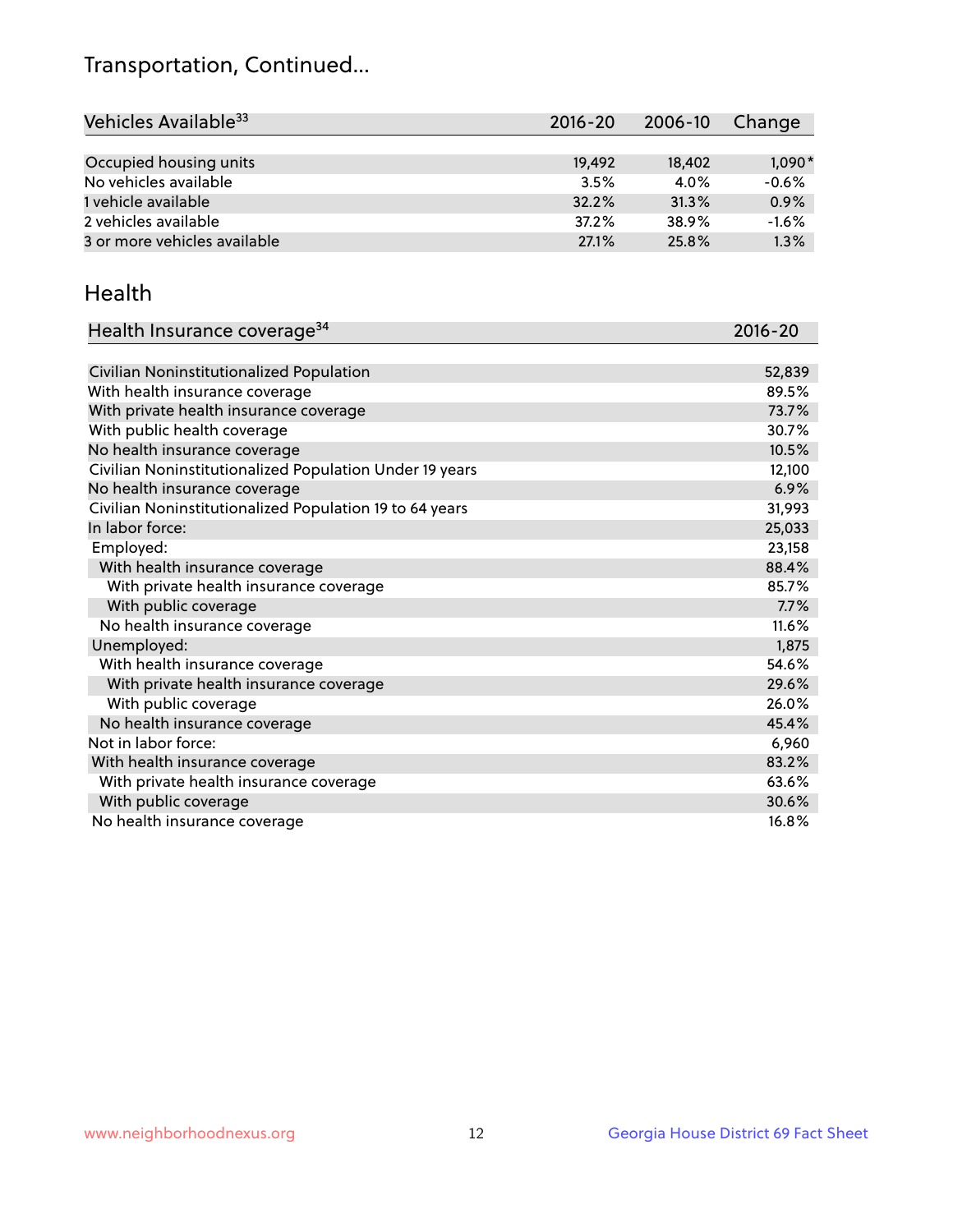# Transportation, Continued...

| Vehicles Available[33] | 2016-20 | 2006-10 | Change |
|---|---|---|---|
| Occupied housing units | 19,492 | 18,402 | 1,090* |
| No vehicles available | 3.5% | 4.0% | -0.6% |
| 1 vehicle available | 32.2% | 31.3% | 0.9% |
| 2 vehicles available | 37.2% | 38.9% | -1.6% |
| 3 or more vehicles available | 27.1% | 25.8% | 1.3% |

## Health

| Health Insurance coverage[34] | 2016-20 |
|---|---|
| Civilian Noninstitutionalized Population | 52,839 |
| With health insurance coverage | 89.5% |
| With private health insurance coverage | 73.7% |
| With public health coverage | 30.7% |
| No health insurance coverage | 10.5% |
| Civilian Noninstitutionalized Population Under 19 years | 12,100 |
| No health insurance coverage | 6.9% |
| Civilian Noninstitutionalized Population 19 to 64 years | 31,993 |
| In labor force: | 25,033 |
| Employed: | 23,158 |
| With health insurance coverage | 88.4% |
| With private health insurance coverage | 85.7% |
| With public coverage | 7.7% |
| No health insurance coverage | 11.6% |
| Unemployed: | 1,875 |
| With health insurance coverage | 54.6% |
| With private health insurance coverage | 29.6% |
| With public coverage | 26.0% |
| No health insurance coverage | 45.4% |
| Not in labor force: | 6,960 |
| With health insurance coverage | 83.2% |
| With private health insurance coverage | 63.6% |
| With public coverage | 30.6% |
| No health insurance coverage | 16.8% |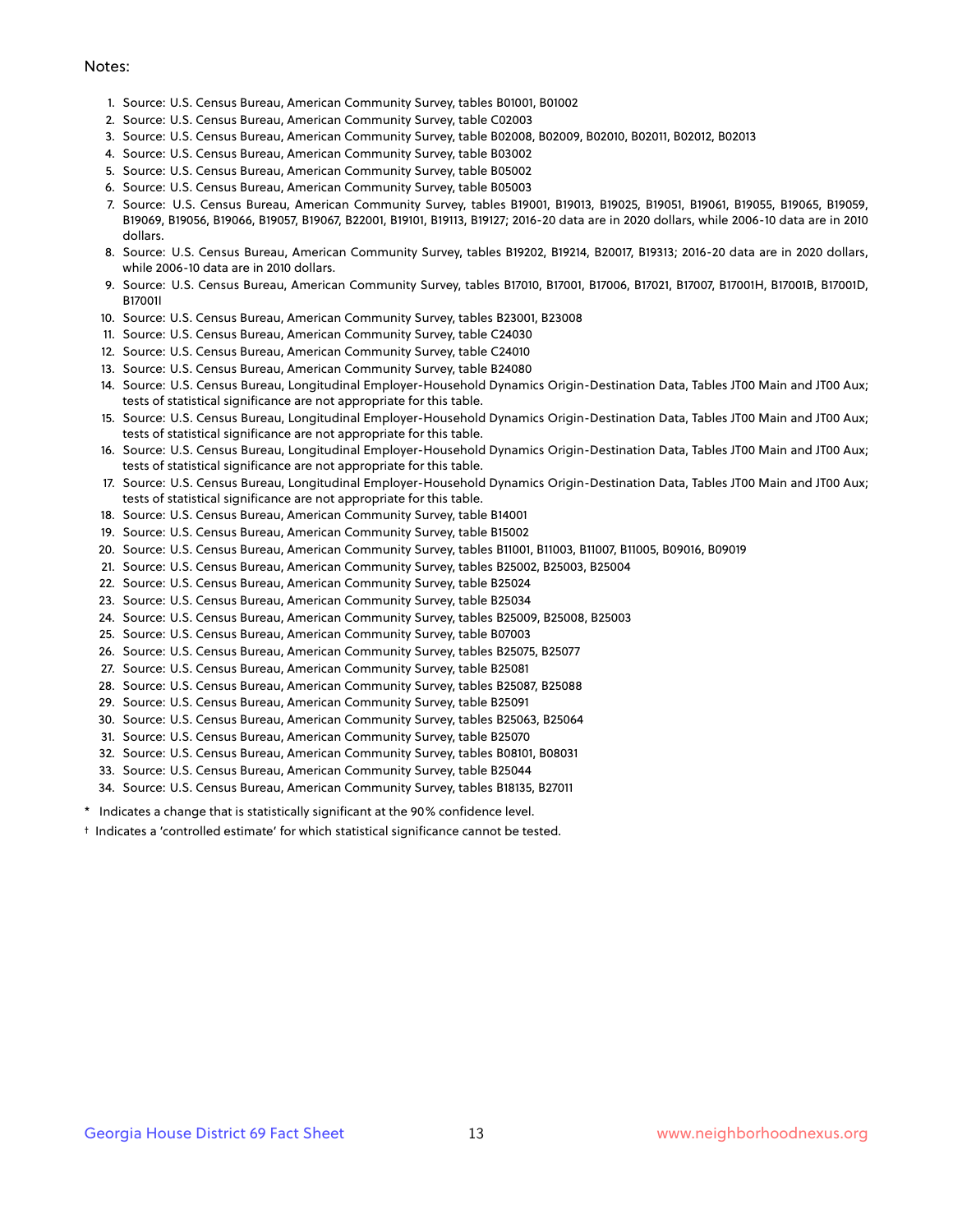Notes:

1. Source: U.S. Census Bureau, American Community Survey, tables B01001, B01002
2. Source: U.S. Census Bureau, American Community Survey, table C02003
3. Source: U.S. Census Bureau, American Community Survey, table B02008, B02009, B02010, B02011, B02012, B02013
4. Source: U.S. Census Bureau, American Community Survey, table B03002
5. Source: U.S. Census Bureau, American Community Survey, table B05002
6. Source: U.S. Census Bureau, American Community Survey, table B05003
7. Source: U.S. Census Bureau, American Community Survey, tables B19001, B19013, B19025, B19051, B19061, B19055, B19065, B19059, B19069, B19056, B19066, B19057, B19067, B22001, B19101, B19113, B19127; 2016-20 data are in 2020 dollars, while 2006-10 data are in 2010 dollars.
8. Source: U.S. Census Bureau, American Community Survey, tables B19202, B19214, B20017, B19313; 2016-20 data are in 2020 dollars, while 2006-10 data are in 2010 dollars.
9. Source: U.S. Census Bureau, American Community Survey, tables B17010, B17001, B17006, B17021, B17007, B17001H, B17001B, B17001D, B17001I
10. Source: U.S. Census Bureau, American Community Survey, tables B23001, B23008
11. Source: U.S. Census Bureau, American Community Survey, table C24030
12. Source: U.S. Census Bureau, American Community Survey, table C24010
13. Source: U.S. Census Bureau, American Community Survey, table B24080
14. Source: U.S. Census Bureau, Longitudinal Employer-Household Dynamics Origin-Destination Data, Tables JT00 Main and JT00 Aux; tests of statistical significance are not appropriate for this table.
15. Source: U.S. Census Bureau, Longitudinal Employer-Household Dynamics Origin-Destination Data, Tables JT00 Main and JT00 Aux; tests of statistical significance are not appropriate for this table.
16. Source: U.S. Census Bureau, Longitudinal Employer-Household Dynamics Origin-Destination Data, Tables JT00 Main and JT00 Aux; tests of statistical significance are not appropriate for this table.
17. Source: U.S. Census Bureau, Longitudinal Employer-Household Dynamics Origin-Destination Data, Tables JT00 Main and JT00 Aux; tests of statistical significance are not appropriate for this table.
18. Source: U.S. Census Bureau, American Community Survey, table B14001
19. Source: U.S. Census Bureau, American Community Survey, table B15002
20. Source: U.S. Census Bureau, American Community Survey, tables B11001, B11003, B11007, B11005, B09016, B09019
21. Source: U.S. Census Bureau, American Community Survey, tables B25002, B25003, B25004
22. Source: U.S. Census Bureau, American Community Survey, table B25024
23. Source: U.S. Census Bureau, American Community Survey, table B25034
24. Source: U.S. Census Bureau, American Community Survey, tables B25009, B25008, B25003
25. Source: U.S. Census Bureau, American Community Survey, table B07003
26. Source: U.S. Census Bureau, American Community Survey, tables B25075, B25077
27. Source: U.S. Census Bureau, American Community Survey, table B25081
28. Source: U.S. Census Bureau, American Community Survey, tables B25087, B25088
29. Source: U.S. Census Bureau, American Community Survey, table B25091
30. Source: U.S. Census Bureau, American Community Survey, tables B25063, B25064
31. Source: U.S. Census Bureau, American Community Survey, table B25070
32. Source: U.S. Census Bureau, American Community Survey, tables B08101, B08031
33. Source: U.S. Census Bureau, American Community Survey, table B25044
34. Source: U.S. Census Bureau, American Community Survey, tables B18135, B27011

\* Indicates a change that is statistically significant at the 90% confidence level.

† Indicates a 'controlled estimate' for which statistical significance cannot be tested.